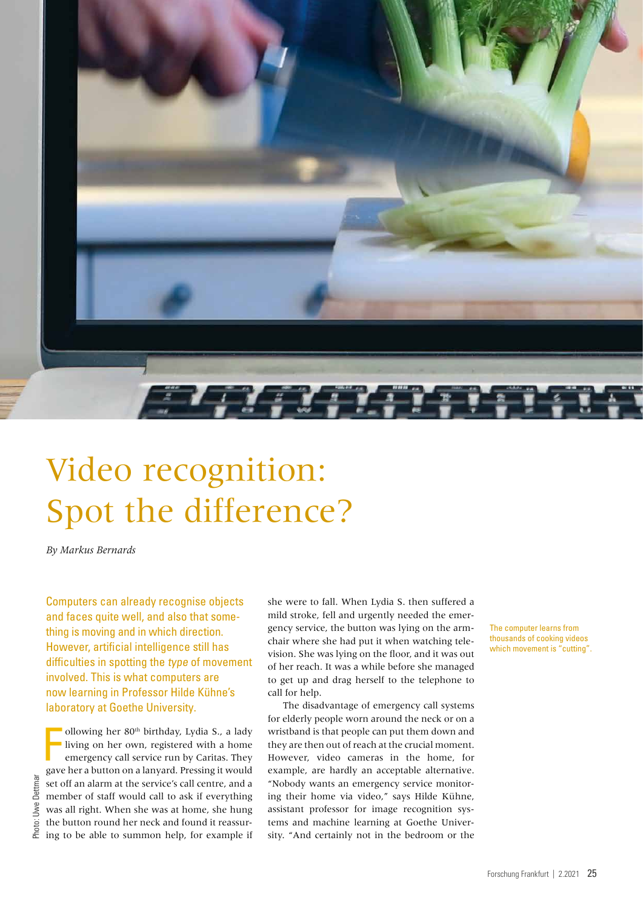# Video recognition: Spot the difference?

*By Markus Bernards*

Computers can already recognise objects and faces quite well, and also that something is moving and in which direction. However, artificial intelligence still has difficulties in spotting the *type* of movement involved. This is what computers are now learning in Professor Hilde Kühne's laboratory at Goethe University.

Following her 80th birthday, Lydia S., a lady living on her own, registered with a home emergency call service run by Caritas. They gave her a button on a lanyard. Pressing it would set off an alarm at the service's call centre, and a member of staff would call to ask if everything was all right. When she was at home, she hung the button round her neck and found it reassuring to be able to summon help, for example if she were to fall. When Lydia S. then suffered a mild stroke, fell and urgently needed the emergency service, the button was lying on the armchair where she had put it when watching television. She was lying on the floor, and it was out of her reach. It was a while before she managed to get up and drag herself to the telephone to call for help.

The disadvantage of emergency call systems for elderly people worn around the neck or on a wristband is that people can put them down and they are then out of reach at the crucial moment. However, video cameras in the home, for example, are hardly an acceptable alternative. "Nobody wants an emergency service monitoring their home via video," says Hilde Kühne, assistant professor for image recognition systems and machine learning at Goethe University. "And certainly not in the bedroom or the

The computer learns from thousands of cooking videos which movement is "cutting".

Photo: Uwe Dettmar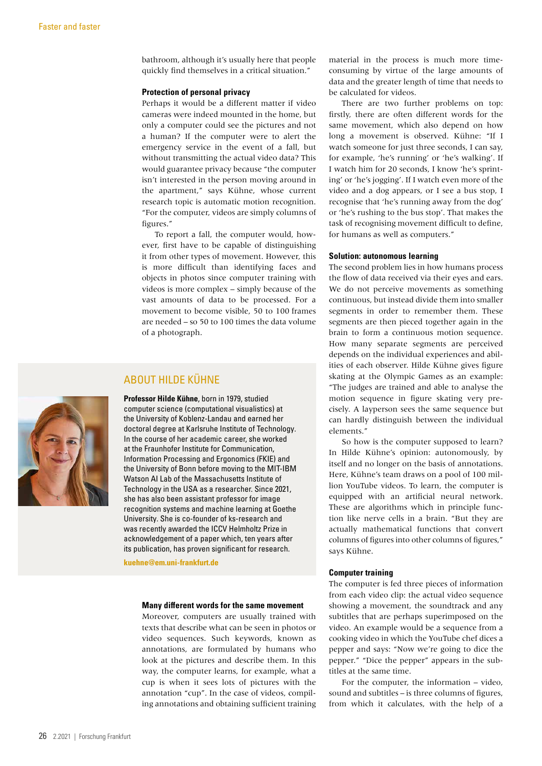bathroom, although it's usually here that people quickly find themselves in a critical situation."

### Protection of personal privacy

Perhaps it would be a different matter if video cameras were indeed mounted in the home, but only a computer could see the pictures and not a human? If the computer were to alert the emergency service in the event of a fall, but without transmitting the actual video data? This would guarantee privacy because "the computer isn't interested in the person moving around in the apartment," says Kühne, whose current research topic is automatic motion recognition. "For the computer, videos are simply columns of figures."

To report a fall, the computer would, however, first have to be capable of distinguishing it from other types of movement. However, this is more difficult than identifying faces and objects in photos since computer training with videos is more complex – simply because of the vast amounts of data to be processed. For a movement to become visible, 50 to 100 frames are needed – so 50 to 100 times the data volume of a photograph.

## ABOUT HILDE KÜHNE

**Professor Hilde Kühne**, born in 1979, studied computer science (computational visualistics) at the University of Koblenz-Landau and earned her doctoral degree at Karlsruhe Institute of Technology. In the course of her academic career, she worked at the Fraunhofer Institute for Communication, Information Processing and Ergonomics (FKIE) and the University of Bonn before moving to the MIT-IBM Watson AI Lab of the Massachusetts Institute of Technology in the USA as a researcher. Since 2021, she has also been assistant professor for image recognition systems and machine learning at Goethe University. She is co-founder of ks-research and was recently awarded the ICCV Helmholtz Prize in acknowledgement of a paper which, ten years after its publication, has proven significant for research.

**kuehne@em.uni-frankfurt.de**

### Many different words for the same movement

Moreover, computers are usually trained with texts that describe what can be seen in photos or video sequences. Such keywords, known as annotations, are formulated by humans who look at the pictures and describe them. In this way, the computer learns, for example, what a cup is when it sees lots of pictures with the annotation "cup". In the case of videos, compiling annotations and obtaining sufficient training material in the process is much more time-consuming by virtue of the large amounts of data and the greater length of time that needs to be calculated for videos.

There are two further problems on top: firstly, there are often different words for the same movement, which also depend on how long a movement is observed. Kühne: "If I watch someone for just three seconds, I can say, for example, 'he's running' or 'he's walking'. If I watch him for 20 seconds, I know 'he's sprinting' or 'he's jogging'. If I watch even more of the video and a dog appears, or I see a bus stop, I recognise that 'he's running away from the dog' or 'he's rushing to the bus stop'. That makes the task of recognising movement difficult to define, for humans as well as computers."

### Solution: autonomous learning

The second problem lies in how humans process the flow of data received via their eyes and ears. We do not perceive movements as something continuous, but instead divide them into smaller segments in order to remember them. These segments are then pieced together again in the brain to form a continuous motion sequence. How many separate segments are perceived depends on the individual experiences and abilities of each observer. Hilde Kühne gives figure skating at the Olympic Games as an example: "The judges are trained and able to analyse the motion sequence in figure skating very precisely. A layperson sees the same sequence but can hardly distinguish between the individual elements."

So how is the computer supposed to learn? In Hilde Kühne's opinion: autonomously, by itself and no longer on the basis of annotations. Here, Kühne's team draws on a pool of 100 million YouTube videos. To learn, the computer is equipped with an artificial neural network. These are algorithms which in principle function like nerve cells in a brain. "But they are actually mathematical functions that convert columns of figures into other columns of figures," says Kühne.

### Computer training

The computer is fed three pieces of information from each video clip: the actual video sequence showing a movement, the soundtrack and any subtitles that are perhaps superimposed on the video. An example would be a sequence from a cooking video in which the YouTube chef dices a pepper and says: "Now we're going to dice the pepper." "Dice the pepper" appears in the subtitles at the same time.

For the computer, the information – video, sound and subtitles – is three columns of figures, from which it calculates, with the help of a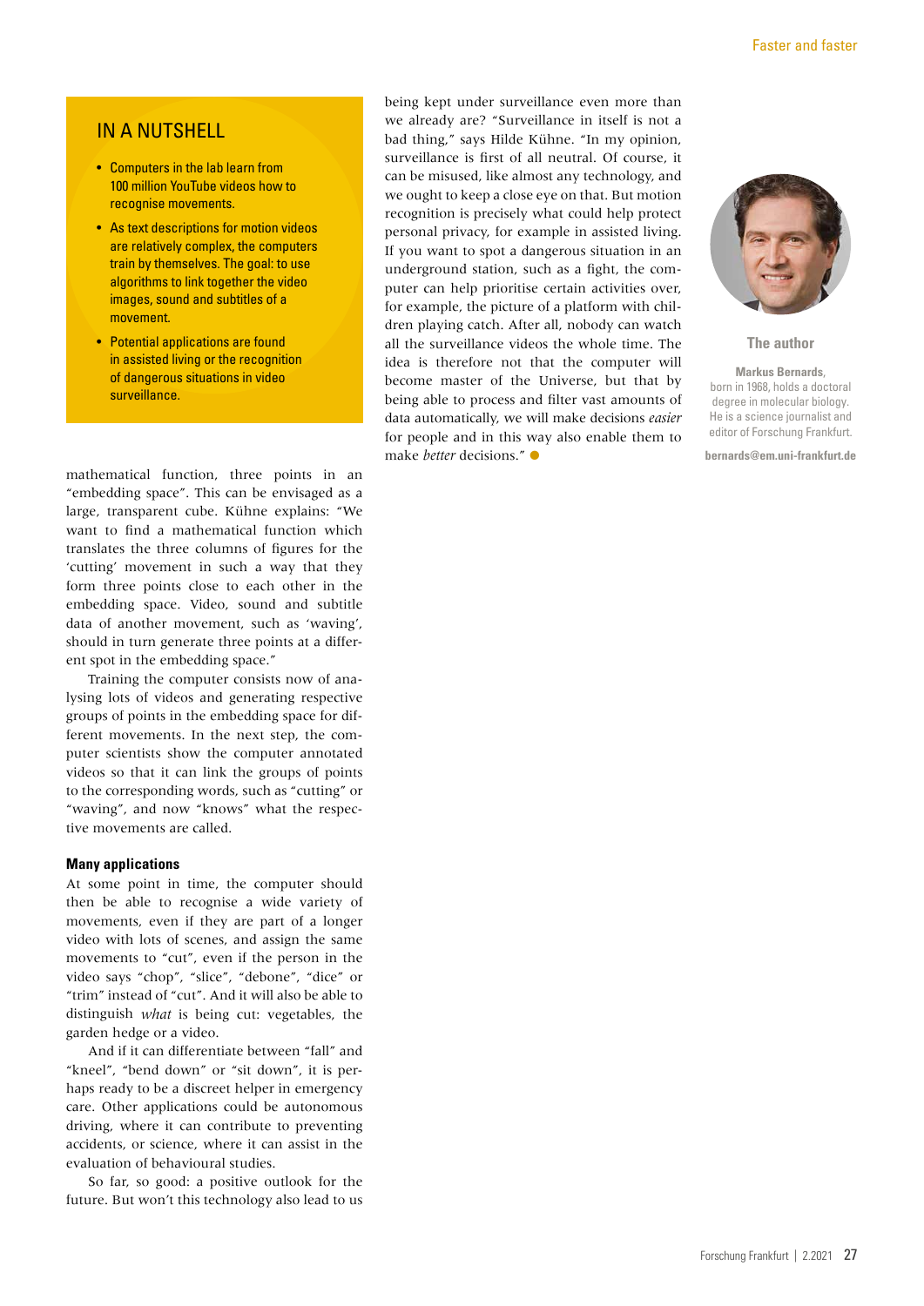## IN A NUTSHELL

- Computers in the lab learn from 100 million YouTube videos how to recognise movements.
- As text descriptions for motion videos are relatively complex, the computers train by themselves. The goal: to use algorithms to link together the video images, sound and subtitles of a movement.
- Potential applications are found in assisted living or the recognition of dangerous situations in video surveillance.

mathematical function, three points in an "embedding space". This can be envisaged as a large, transparent cube. Kühne explains: "We want to find a mathematical function which translates the three columns of figures for the 'cutting' movement in such a way that they form three points close to each other in the embedding space. Video, sound and subtitle data of another movement, such as 'waving', should in turn generate three points at a different spot in the embedding space."

Training the computer consists now of analysing lots of videos and generating respective groups of points in the embedding space for different movements. In the next step, the computer scientists show the computer annotated videos so that it can link the groups of points to the corresponding words, such as "cutting" or "waving", and now "knows" what the respective movements are called.

**Many applications**

At some point in time, the computer should then be able to recognise a wide variety of movements, even if they are part of a longer video with lots of scenes, and assign the same movements to "cut", even if the person in the video says "chop", "slice", "debone", "dice" or "trim" instead of "cut". And it will also be able to distinguish *what* is being cut: vegetables, the garden hedge or a video.

And if it can differentiate between "fall" and "kneel", "bend down" or "sit down", it is perhaps ready to be a discreet helper in emergency care. Other applications could be autonomous driving, where it can contribute to preventing accidents, or science, where it can assist in the evaluation of behavioural studies.

So far, so good: a positive outlook for the future. But won't this technology also lead to us being kept under surveillance even more than we already are? "Surveillance in itself is not a bad thing," says Hilde Kühne. "In my opinion, surveillance is first of all neutral. Of course, it can be misused, like almost any technology, and we ought to keep a close eye on that. But motion recognition is precisely what could help protect personal privacy, for example in assisted living. If you want to spot a dangerous situation in an underground station, such as a fight, the computer can help prioritise certain activities over, for example, the picture of a platform with children playing catch. After all, nobody can watch all the surveillance videos the whole time. The idea is therefore not that the computer will become master of the Universe, but that by being able to process and filter vast amounts of data automatically, we will make decisions *easier* for people and in this way also enable them to make *better* decisions."

**The author**

**Markus Bernards**, born in 1968, holds a doctoral degree in molecular biology. He is a science journalist and editor of Forschung Frankfurt.

**bernards@em.uni-frankfurt.de**